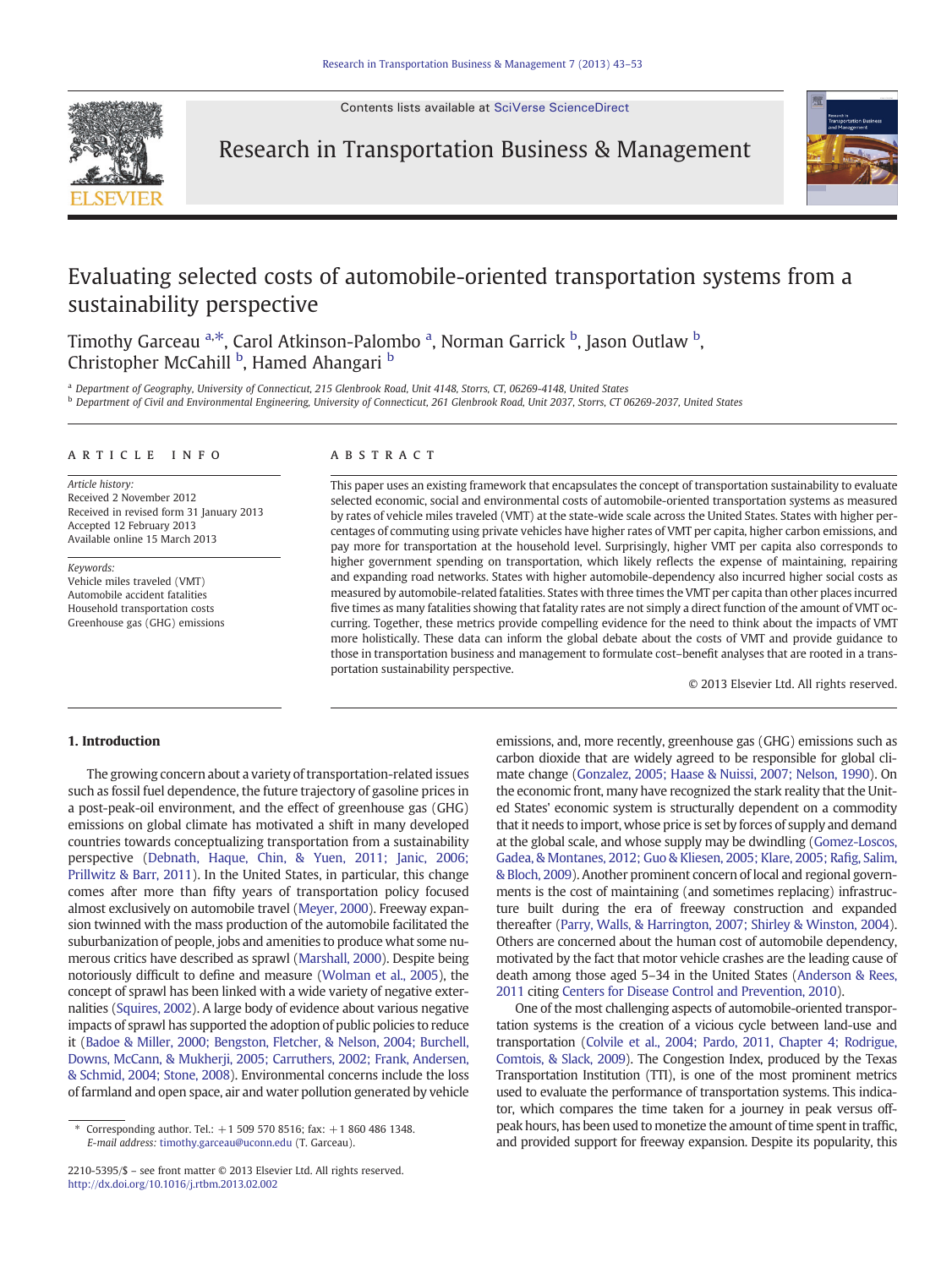# Evaluating selected costs of automobile-oriented transportation systems from a sustainability perspective

Timothy Garceau [a,*], Carol Atkinson-Palombo [a], Norman Garrick [b], Jason Outlaw [b], Christopher McCahill [b], Hamed Ahangari [b]

[a] Department of Geography, University of Connecticut, 215 Glenbrook Road, Unit 4148, Storrs, CT, 06269-4148, United States

[b] Department of Civil and Environmental Engineering, University of Connecticut, 261 Glenbrook Road, Unit 2037, Storrs, CT 06269-2037, United States

## ARTICLE INFO

*Article history:*
Received 2 November 2012
Received in revised form 31 January 2013
Accepted 12 February 2013
Available online 15 March 2013

*Keywords:*
Vehicle miles traveled (VMT)
Automobile accident fatalities
Household transportation costs
Greenhouse gas (GHG) emissions

## ABSTRACT

This paper uses an existing framework that encapsulates the concept of transportation sustainability to evaluate selected economic, social and environmental costs of automobile-oriented transportation systems as measured by rates of vehicle miles traveled (VMT) at the state-wide scale across the United States. States with higher percentages of commuting using private vehicles have higher rates of VMT per capita, higher carbon emissions, and pay more for transportation at the household level. Surprisingly, higher VMT per capita also corresponds to higher government spending on transportation, which likely reflects the expense of maintaining, repairing and expanding road networks. States with higher automobile-dependency also incurred higher social costs as measured by automobile-related fatalities. States with three times the VMT per capita than other places incurred five times as many fatalities showing that fatality rates are not simply a direct function of the amount of VMT occurring. Together, these metrics provide compelling evidence for the need to think about the impacts of VMT more holistically. These data can inform the global debate about the costs of VMT and provide guidance to those in transportation business and management to formulate cost–benefit analyses that are rooted in a transportation sustainability perspective.

© 2013 Elsevier Ltd. All rights reserved.

## 1. Introduction

The growing concern about a variety of transportation-related issues such as fossil fuel dependence, the future trajectory of gasoline prices in a post-peak-oil environment, and the effect of greenhouse gas (GHG) emissions on global climate has motivated a shift in many developed countries towards conceptualizing transportation from a sustainability perspective (Debnath, Haque, Chin, & Yuen, 2011; Janic, 2006; Prillwitz & Barr, 2011). In the United States, in particular, this change comes after more than fifty years of transportation policy focused almost exclusively on automobile travel (Meyer, 2000). Freeway expansion twinned with the mass production of the automobile facilitated the suburbanization of people, jobs and amenities to produce what some numerous critics have described as sprawl (Marshall, 2000). Despite being notoriously difficult to define and measure (Wolman et al., 2005), the concept of sprawl has been linked with a wide variety of negative externalities (Squires, 2002). A large body of evidence about various negative impacts of sprawl has supported the adoption of public policies to reduce it (Badoe & Miller, 2000; Bengston, Fletcher, & Nelson, 2004; Burchell, Downs, McCann, & Mukherji, 2005; Carruthers, 2002; Frank, Andersen, & Schmid, 2004; Stone, 2008). Environmental concerns include the loss of farmland and open space, air and water pollution generated by vehicle emissions, and, more recently, greenhouse gas (GHG) emissions such as carbon dioxide that are widely agreed to be responsible for global climate change (Gonzalez, 2005; Haase & Nuissi, 2007; Nelson, 1990). On the economic front, many have recognized the stark reality that the United States' economic system is structurally dependent on a commodity that it needs to import, whose price is set by forces of supply and demand at the global scale, and whose supply may be dwindling (Gomez-Loscos, Gadea, & Montanes, 2012; Guo & Kliesen, 2005; Klare, 2005; Rafig, Salim, & Bloch, 2009). Another prominent concern of local and regional governments is the cost of maintaining (and sometimes replacing) infrastructure built during the era of freeway construction and expanded thereafter (Parry, Walls, & Harrington, 2007; Shirley & Winston, 2004). Others are concerned about the human cost of automobile dependency, motivated by the fact that motor vehicle crashes are the leading cause of death among those aged 5–34 in the United States (Anderson & Rees, 2011 citing Centers for Disease Control and Prevention, 2010).

One of the most challenging aspects of automobile-oriented transportation systems is the creation of a vicious cycle between land-use and transportation (Colvile et al., 2004; Pardo, 2011, Chapter 4; Rodrigue, Comtois, & Slack, 2009). The Congestion Index, produced by the Texas Transportation Institution (TTI), is one of the most prominent metrics used to evaluate the performance of transportation systems. This indicator, which compares the time taken for a journey in peak versus off-peak hours, has been used to monetize the amount of time spent in traffic, and provided support for freeway expansion. Despite its popularity, this

---

\* Corresponding author. Tel.: +1 509 570 8516; fax: +1 860 486 1348.
*E-mail address:* timothy.garceau@uconn.edu (T. Garceau).

2210-5395/$ – see front matter © 2013 Elsevier Ltd. All rights reserved.
http://dx.doi.org/10.1016/j.rtbm.2013.02.002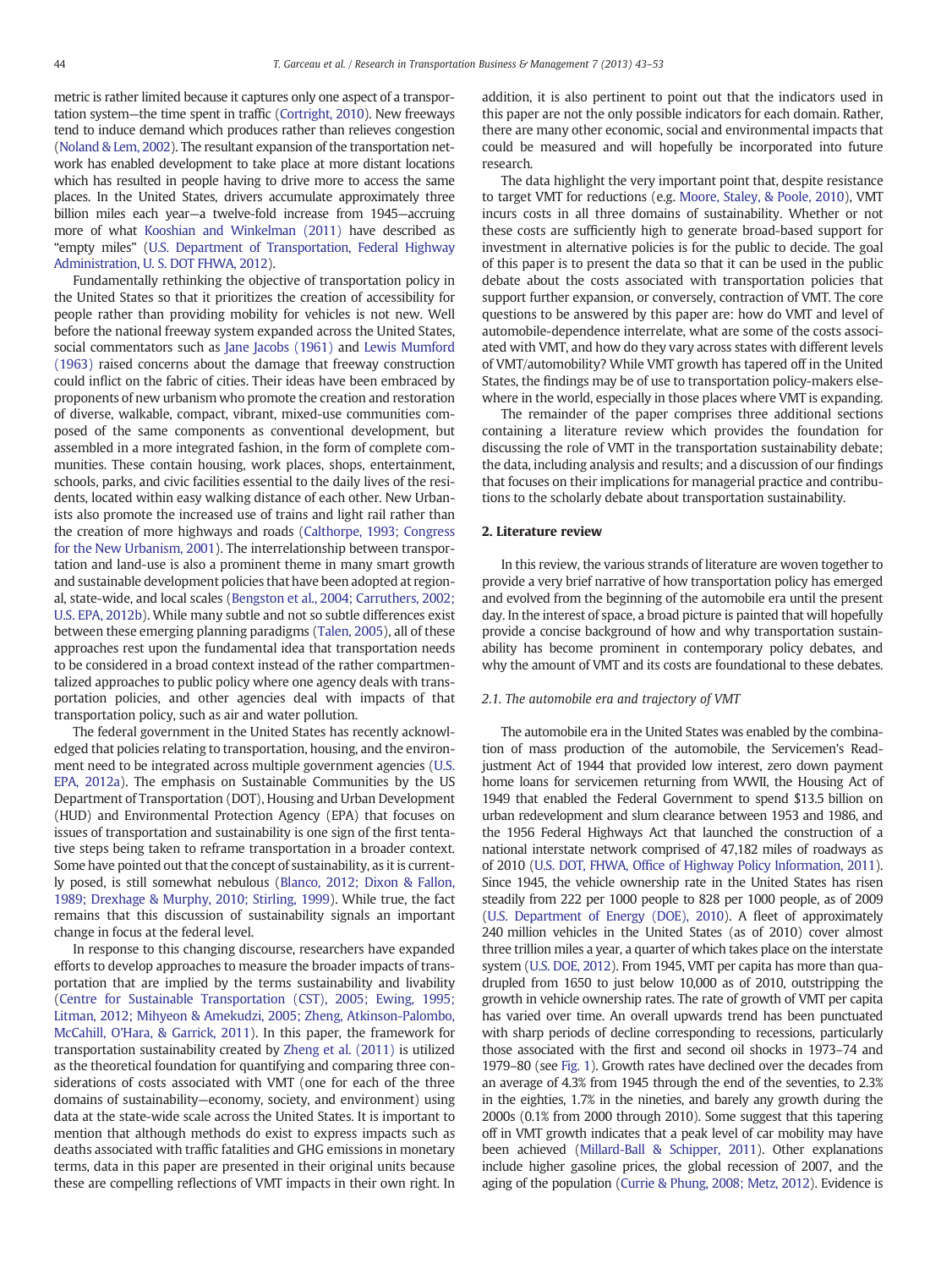metric is rather limited because it captures only one aspect of a transportation system—the time spent in traffic (Cortright, 2010). New freeways tend to induce demand which produces rather than relieves congestion (Noland & Lem, 2002). The resultant expansion of the transportation network has enabled development to take place at more distant locations which has resulted in people having to drive more to access the same places. In the United States, drivers accumulate approximately three billion miles each year—a twelve-fold increase from 1945—accruing more of what Kooshian and Winkelman (2011) have described as "empty miles" (U.S. Department of Transportation, Federal Highway Administration, U. S. DOT FHWA, 2012).

Fundamentally rethinking the objective of transportation policy in the United States so that it prioritizes the creation of accessibility for people rather than providing mobility for vehicles is not new. Well before the national freeway system expanded across the United States, social commentators such as Jane Jacobs (1961) and Lewis Mumford (1963) raised concerns about the damage that freeway construction could inflict on the fabric of cities. Their ideas have been embraced by proponents of new urbanism who promote the creation and restoration of diverse, walkable, compact, vibrant, mixed-use communities composed of the same components as conventional development, but assembled in a more integrated fashion, in the form of complete communities. These contain housing, work places, shops, entertainment, schools, parks, and civic facilities essential to the daily lives of the residents, located within easy walking distance of each other. New Urbanists also promote the increased use of trains and light rail rather than the creation of more highways and roads (Calthorpe, 1993; Congress for the New Urbanism, 2001). The interrelationship between transportation and land-use is also a prominent theme in many smart growth and sustainable development policies that have been adopted at regional, state-wide, and local scales (Bengston et al., 2004; Carruthers, 2002; U.S. EPA, 2012b). While many subtle and not so subtle differences exist between these emerging planning paradigms (Talen, 2005), all of these approaches rest upon the fundamental idea that transportation needs to be considered in a broad context instead of the rather compartmentalized approaches to public policy where one agency deals with transportation policies, and other agencies deal with impacts of that transportation policy, such as air and water pollution.

The federal government in the United States has recently acknowledged that policies relating to transportation, housing, and the environment need to be integrated across multiple government agencies (U.S. EPA, 2012a). The emphasis on Sustainable Communities by the US Department of Transportation (DOT), Housing and Urban Development (HUD) and Environmental Protection Agency (EPA) that focuses on issues of transportation and sustainability is one sign of the first tentative steps being taken to reframe transportation in a broader context. Some have pointed out that the concept of sustainability, as it is currently posed, is still somewhat nebulous (Blanco, 2012; Dixon & Fallon, 1989; Drexhage & Murphy, 2010; Stirling, 1999). While true, the fact remains that this discussion of sustainability signals an important change in focus at the federal level.

In response to this changing discourse, researchers have expanded efforts to develop approaches to measure the broader impacts of transportation that are implied by the terms sustainability and livability (Centre for Sustainable Transportation (CST), 2005; Ewing, 1995; Litman, 2012; Mihyeon & Amekudzi, 2005; Zheng, Atkinson-Palombo, McCahill, O'Hara, & Garrick, 2011). In this paper, the framework for transportation sustainability created by Zheng et al. (2011) is utilized as the theoretical foundation for quantifying and comparing three considerations of costs associated with VMT (one for each of the three domains of sustainability—economy, society, and environment) using data at the state-wide scale across the United States. It is important to mention that although methods do exist to express impacts such as deaths associated with traffic fatalities and GHG emissions in monetary terms, data in this paper are presented in their original units because these are compelling reflections of VMT impacts in their own right. In addition, it is also pertinent to point out that the indicators used in this paper are not the only possible indicators for each domain. Rather, there are many other economic, social and environmental impacts that could be measured and will hopefully be incorporated into future research.

The data highlight the very important point that, despite resistance to target VMT for reductions (e.g. Moore, Staley, & Poole, 2010), VMT incurs costs in all three domains of sustainability. Whether or not these costs are sufficiently high to generate broad-based support for investment in alternative policies is for the public to decide. The goal of this paper is to present the data so that it can be used in the public debate about the costs associated with transportation policies that support further expansion, or conversely, contraction of VMT. The core questions to be answered by this paper are: how do VMT and level of automobile-dependence interrelate, what are some of the costs associated with VMT, and how do they vary across states with different levels of VMT/automobility? While VMT growth has tapered off in the United States, the findings may be of use to transportation policy-makers elsewhere in the world, especially in those places where VMT is expanding.

The remainder of the paper comprises three additional sections containing a literature review which provides the foundation for discussing the role of VMT in the transportation sustainability debate; the data, including analysis and results; and a discussion of our findings that focuses on their implications for managerial practice and contributions to the scholarly debate about transportation sustainability.

## 2. Literature review

In this review, the various strands of literature are woven together to provide a very brief narrative of how transportation policy has emerged and evolved from the beginning of the automobile era until the present day. In the interest of space, a broad picture is painted that will hopefully provide a concise background of how and why transportation sustainability has become prominent in contemporary policy debates, and why the amount of VMT and its costs are foundational to these debates.

### 2.1. The automobile era and trajectory of VMT

The automobile era in the United States was enabled by the combination of mass production of the automobile, the Servicemen's Readjustment Act of 1944 that provided low interest, zero down payment home loans for servicemen returning from WWII, the Housing Act of 1949 that enabled the Federal Government to spend $13.5 billion on urban redevelopment and slum clearance between 1953 and 1986, and the 1956 Federal Highways Act that launched the construction of a national interstate network comprised of 47,182 miles of roadways as of 2010 (U.S. DOT, FHWA, Office of Highway Policy Information, 2011). Since 1945, the vehicle ownership rate in the United States has risen steadily from 222 per 1000 people to 828 per 1000 people, as of 2009 (U.S. Department of Energy (DOE), 2010). A fleet of approximately 240 million vehicles in the United States (as of 2010) cover almost three trillion miles a year, a quarter of which takes place on the interstate system (U.S. DOE, 2012). From 1945, VMT per capita has more than quadrupled from 1650 to just below 10,000 as of 2010, outstripping the growth in vehicle ownership rates. The rate of growth of VMT per capita has varied over time. An overall upwards trend has been punctuated with sharp periods of decline corresponding to recessions, particularly those associated with the first and second oil shocks in 1973–74 and 1979–80 (see Fig. 1). Growth rates have declined over the decades from an average of 4.3% from 1945 through the end of the seventies, to 2.3% in the eighties, 1.7% in the nineties, and barely any growth during the 2000s (0.1% from 2000 through 2010). Some suggest that this tapering off in VMT growth indicates that a peak level of car mobility may have been achieved (Millard-Ball & Schipper, 2011). Other explanations include higher gasoline prices, the global recession of 2007, and the aging of the population (Currie & Phung, 2008; Metz, 2012). Evidence is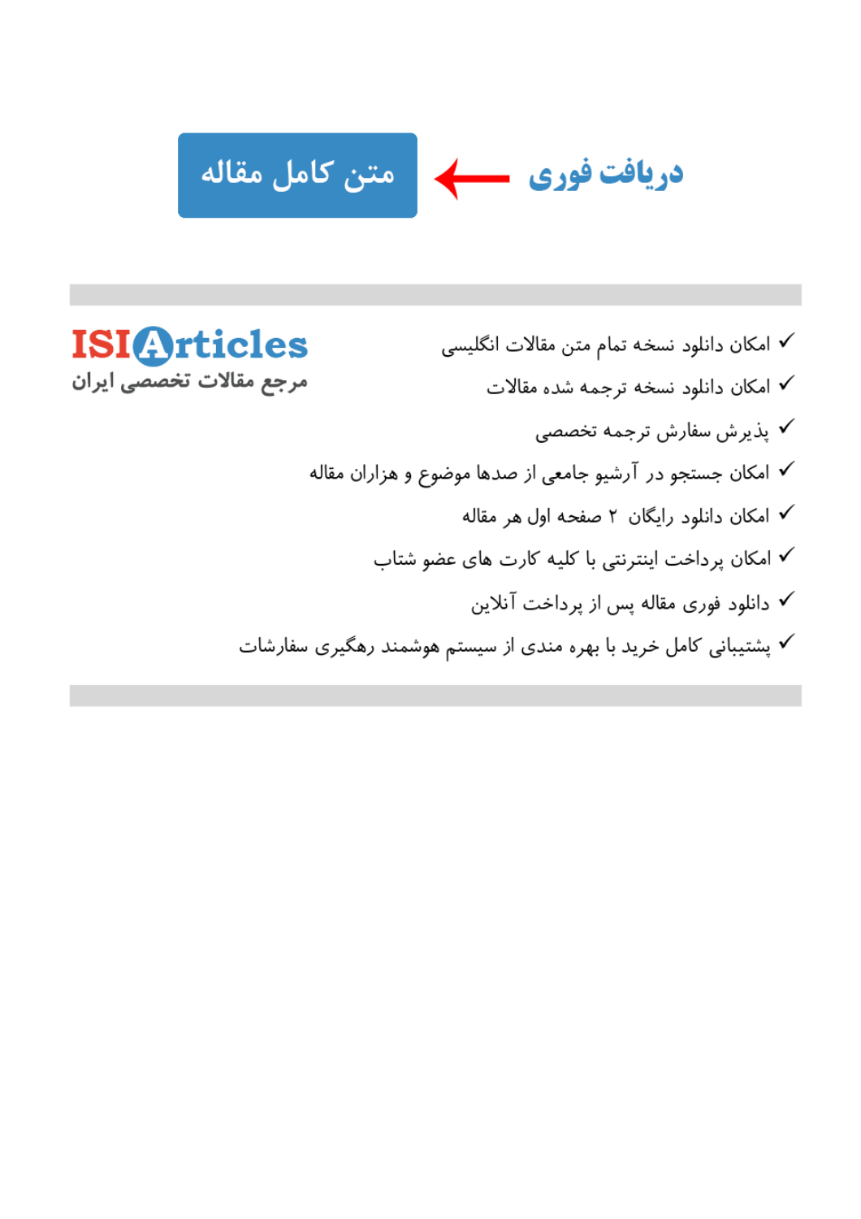دریافت فوری ← متن کامل مقاله

ISIArticles

مرجع مقالات تخصصی ایران

- ✓ امکان دانلود نسخه تمام متن مقالات انگلیسی
- ✓ امکان دانلود نسخه ترجمه شده مقالات
- ✓ پذیرش سفارش ترجمه تخصصی
- ✓ امکان جستجو در آرشیو جامعی از صدها موضوع و هزاران مقاله
- ✓ امکان دانلود رایگان ۲ صفحه اول هر مقاله
- ✓ امکان پرداخت اینترنتی با کلیه کارت های عضو شتاب
- ✓ دانلود فوری مقاله پس از پرداخت آنلاین
- ✓ پشتیبانی کامل خرید با بهره مندی از سیستم هوشمند رهگیری سفارشات